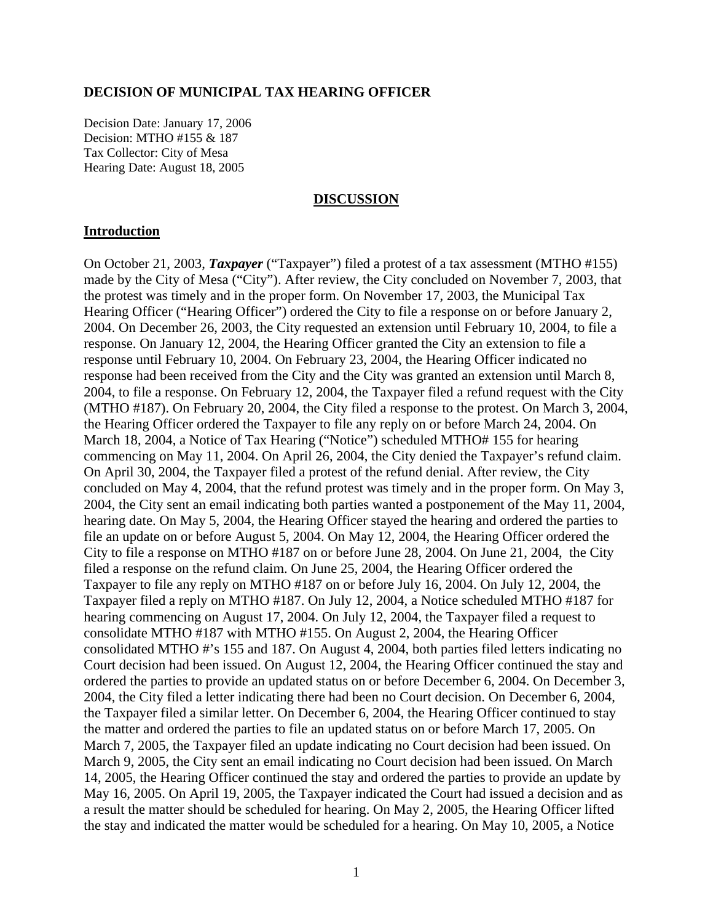**DECISION OF MUNICIPAL TAX HEARING OFFICER**

Decision Date: January 17, 2006
Decision: MTHO #155 & 187
Tax Collector: City of Mesa
Hearing Date: August 18, 2005

**DISCUSSION**

**Introduction**

On October 21, 2003, ***Taxpayer*** ("Taxpayer") filed a protest of a tax assessment (MTHO #155) made by the City of Mesa ("City"). After review, the City concluded on November 7, 2003, that the protest was timely and in the proper form. On November 17, 2003, the Municipal Tax Hearing Officer ("Hearing Officer") ordered the City to file a response on or before January 2, 2004. On December 26, 2003, the City requested an extension until February 10, 2004, to file a response. On January 12, 2004, the Hearing Officer granted the City an extension to file a response until February 10, 2004. On February 23, 2004, the Hearing Officer indicated no response had been received from the City and the City was granted an extension until March 8, 2004, to file a response. On February 12, 2004, the Taxpayer filed a refund request with the City (MTHO #187). On February 20, 2004, the City filed a response to the protest. On March 3, 2004, the Hearing Officer ordered the Taxpayer to file any reply on or before March 24, 2004. On March 18, 2004, a Notice of Tax Hearing ("Notice") scheduled MTHO# 155 for hearing commencing on May 11, 2004. On April 26, 2004, the City denied the Taxpayer's refund claim. On April 30, 2004, the Taxpayer filed a protest of the refund denial. After review, the City concluded on May 4, 2004, that the refund protest was timely and in the proper form. On May 3, 2004, the City sent an email indicating both parties wanted a postponement of the May 11, 2004, hearing date. On May 5, 2004, the Hearing Officer stayed the hearing and ordered the parties to file an update on or before August 5, 2004. On May 12, 2004, the Hearing Officer ordered the City to file a response on MTHO #187 on or before June 28, 2004. On June 21, 2004, the City filed a response on the refund claim. On June 25, 2004, the Hearing Officer ordered the Taxpayer to file any reply on MTHO #187 on or before July 16, 2004. On July 12, 2004, the Taxpayer filed a reply on MTHO #187. On July 12, 2004, a Notice scheduled MTHO #187 for hearing commencing on August 17, 2004. On July 12, 2004, the Taxpayer filed a request to consolidate MTHO #187 with MTHO #155. On August 2, 2004, the Hearing Officer consolidated MTHO #'s 155 and 187. On August 4, 2004, both parties filed letters indicating no Court decision had been issued. On August 12, 2004, the Hearing Officer continued the stay and ordered the parties to provide an updated status on or before December 6, 2004. On December 3, 2004, the City filed a letter indicating there had been no Court decision. On December 6, 2004, the Taxpayer filed a similar letter. On December 6, 2004, the Hearing Officer continued to stay the matter and ordered the parties to file an updated status on or before March 17, 2005. On March 7, 2005, the Taxpayer filed an update indicating no Court decision had been issued. On March 9, 2005, the City sent an email indicating no Court decision had been issued. On March 14, 2005, the Hearing Officer continued the stay and ordered the parties to provide an update by May 16, 2005. On April 19, 2005, the Taxpayer indicated the Court had issued a decision and as a result the matter should be scheduled for hearing. On May 2, 2005, the Hearing Officer lifted the stay and indicated the matter would be scheduled for a hearing. On May 10, 2005, a Notice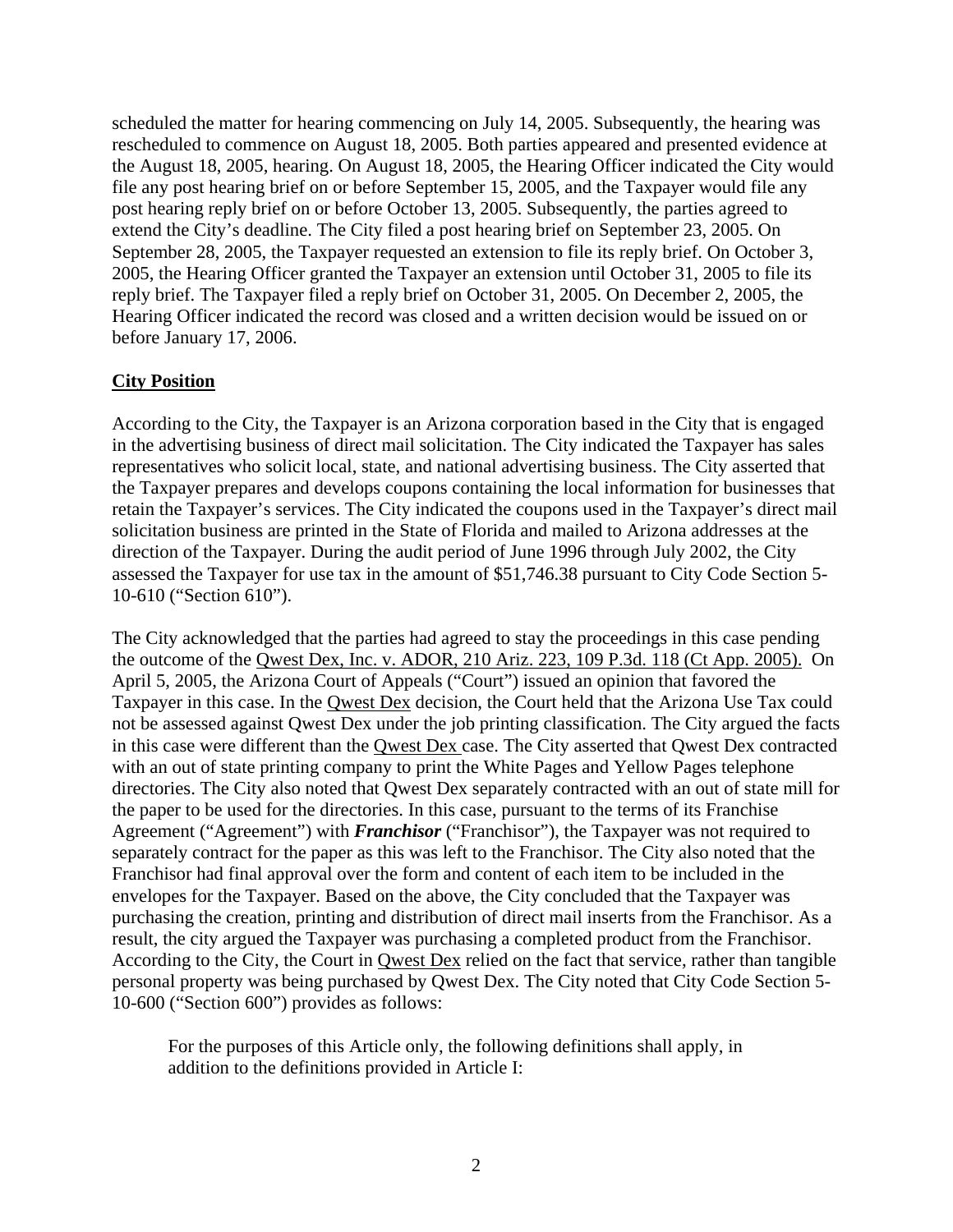scheduled the matter for hearing commencing on July 14, 2005. Subsequently, the hearing was rescheduled to commence on August 18, 2005. Both parties appeared and presented evidence at the August 18, 2005, hearing. On August 18, 2005, the Hearing Officer indicated the City would file any post hearing brief on or before September 15, 2005, and the Taxpayer would file any post hearing reply brief on or before October 13, 2005. Subsequently, the parties agreed to extend the City's deadline. The City filed a post hearing brief on September 23, 2005. On September 28, 2005, the Taxpayer requested an extension to file its reply brief. On October 3, 2005, the Hearing Officer granted the Taxpayer an extension until October 31, 2005 to file its reply brief. The Taxpayer filed a reply brief on October 31, 2005. On December 2, 2005, the Hearing Officer indicated the record was closed and a written decision would be issued on or before January 17, 2006.

## City Position

According to the City, the Taxpayer is an Arizona corporation based in the City that is engaged in the advertising business of direct mail solicitation. The City indicated the Taxpayer has sales representatives who solicit local, state, and national advertising business. The City asserted that the Taxpayer prepares and develops coupons containing the local information for businesses that retain the Taxpayer's services. The City indicated the coupons used in the Taxpayer's direct mail solicitation business are printed in the State of Florida and mailed to Arizona addresses at the direction of the Taxpayer. During the audit period of June 1996 through July 2002, the City assessed the Taxpayer for use tax in the amount of $51,746.38 pursuant to City Code Section 5-10-610 ("Section 610").

The City acknowledged that the parties had agreed to stay the proceedings in this case pending the outcome of the Qwest Dex, Inc. v. ADOR, 210 Ariz. 223, 109 P.3d. 118 (Ct App. 2005). On April 5, 2005, the Arizona Court of Appeals ("Court") issued an opinion that favored the Taxpayer in this case. In the Qwest Dex decision, the Court held that the Arizona Use Tax could not be assessed against Qwest Dex under the job printing classification. The City argued the facts in this case were different than the Qwest Dex case. The City asserted that Qwest Dex contracted with an out of state printing company to print the White Pages and Yellow Pages telephone directories. The City also noted that Qwest Dex separately contracted with an out of state mill for the paper to be used for the directories. In this case, pursuant to the terms of its Franchise Agreement ("Agreement") with ***Franchisor*** ("Franchisor"), the Taxpayer was not required to separately contract for the paper as this was left to the Franchisor. The City also noted that the Franchisor had final approval over the form and content of each item to be included in the envelopes for the Taxpayer. Based on the above, the City concluded that the Taxpayer was purchasing the creation, printing and distribution of direct mail inserts from the Franchisor. As a result, the city argued the Taxpayer was purchasing a completed product from the Franchisor. According to the City, the Court in Qwest Dex relied on the fact that service, rather than tangible personal property was being purchased by Qwest Dex. The City noted that City Code Section 5-10-600 ("Section 600") provides as follows:

> For the purposes of this Article only, the following definitions shall apply, in addition to the definitions provided in Article I: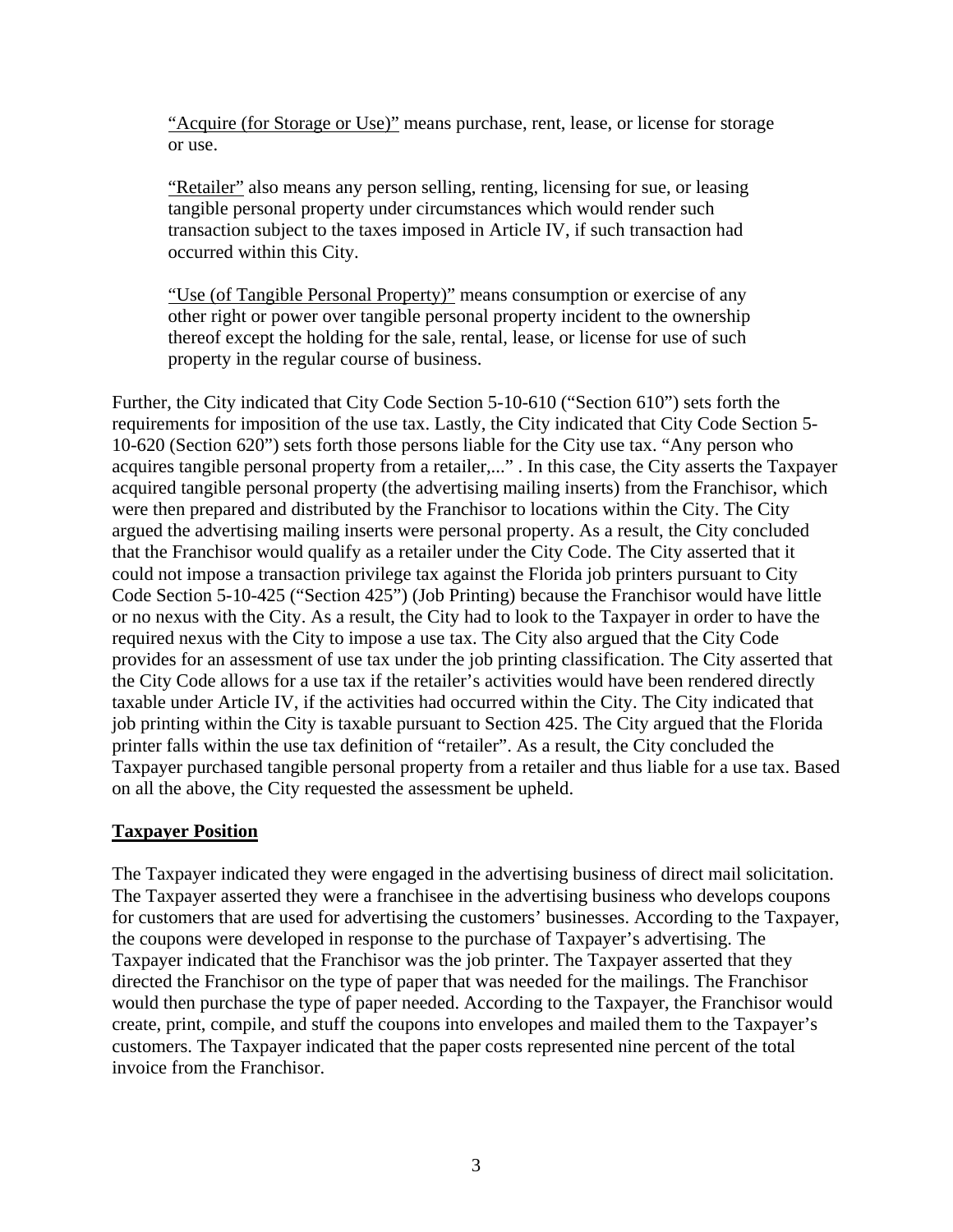<u>"Acquire (for Storage or Use)"</u> means purchase, rent, lease, or license for storage or use.

<u>"Retailer"</u> also means any person selling, renting, licensing for sue, or leasing tangible personal property under circumstances which would render such transaction subject to the taxes imposed in Article IV, if such transaction had occurred within this City.

<u>"Use (of Tangible Personal Property)"</u> means consumption or exercise of any other right or power over tangible personal property incident to the ownership thereof except the holding for the sale, rental, lease, or license for use of such property in the regular course of business.

Further, the City indicated that City Code Section 5-10-610 ("Section 610") sets forth the requirements for imposition of the use tax. Lastly, the City indicated that City Code Section 5-10-620 (Section 620") sets forth those persons liable for the City use tax. "Any person who acquires tangible personal property from a retailer,..." . In this case, the City asserts the Taxpayer acquired tangible personal property (the advertising mailing inserts) from the Franchisor, which were then prepared and distributed by the Franchisor to locations within the City. The City argued the advertising mailing inserts were personal property. As a result, the City concluded that the Franchisor would qualify as a retailer under the City Code. The City asserted that it could not impose a transaction privilege tax against the Florida job printers pursuant to City Code Section 5-10-425 ("Section 425") (Job Printing) because the Franchisor would have little or no nexus with the City. As a result, the City had to look to the Taxpayer in order to have the required nexus with the City to impose a use tax. The City also argued that the City Code provides for an assessment of use tax under the job printing classification. The City asserted that the City Code allows for a use tax if the retailer's activities would have been rendered directly taxable under Article IV, if the activities had occurred within the City. The City indicated that job printing within the City is taxable pursuant to Section 425. The City argued that the Florida printer falls within the use tax definition of "retailer". As a result, the City concluded the Taxpayer purchased tangible personal property from a retailer and thus liable for a use tax. Based on all the above, the City requested the assessment be upheld.

## <u>Taxpayer Position</u>

The Taxpayer indicated they were engaged in the advertising business of direct mail solicitation. The Taxpayer asserted they were a franchisee in the advertising business who develops coupons for customers that are used for advertising the customers' businesses. According to the Taxpayer, the coupons were developed in response to the purchase of Taxpayer's advertising. The Taxpayer indicated that the Franchisor was the job printer. The Taxpayer asserted that they directed the Franchisor on the type of paper that was needed for the mailings. The Franchisor would then purchase the type of paper needed. According to the Taxpayer, the Franchisor would create, print, compile, and stuff the coupons into envelopes and mailed them to the Taxpayer's customers. The Taxpayer indicated that the paper costs represented nine percent of the total invoice from the Franchisor.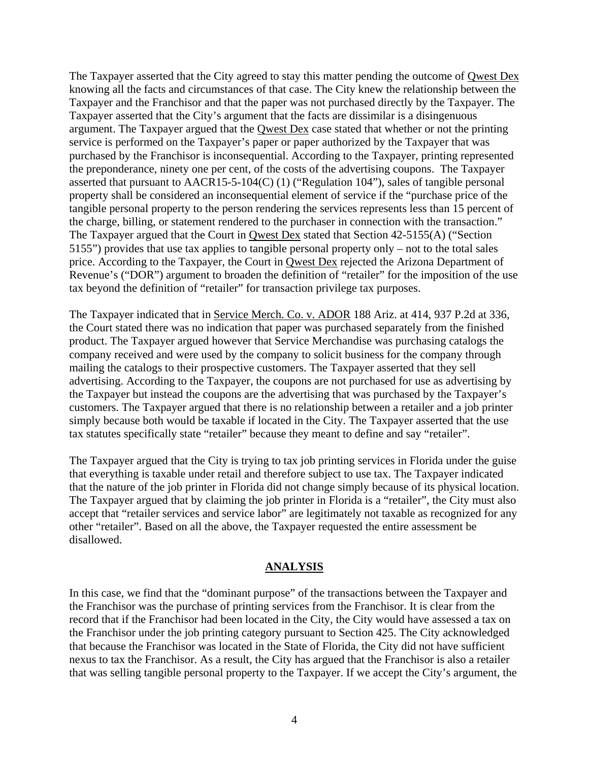The Taxpayer asserted that the City agreed to stay this matter pending the outcome of Qwest Dex knowing all the facts and circumstances of that case. The City knew the relationship between the Taxpayer and the Franchisor and that the paper was not purchased directly by the Taxpayer. The Taxpayer asserted that the City's argument that the facts are dissimilar is a disingenuous argument. The Taxpayer argued that the Qwest Dex case stated that whether or not the printing service is performed on the Taxpayer's paper or paper authorized by the Taxpayer that was purchased by the Franchisor is inconsequential. According to the Taxpayer, printing represented the preponderance, ninety one per cent, of the costs of the advertising coupons. The Taxpayer asserted that pursuant to AACR15-5-104(C) (1) ("Regulation 104"), sales of tangible personal property shall be considered an inconsequential element of service if the "purchase price of the tangible personal property to the person rendering the services represents less than 15 percent of the charge, billing, or statement rendered to the purchaser in connection with the transaction." The Taxpayer argued that the Court in Qwest Dex stated that Section 42-5155(A) ("Section 5155") provides that use tax applies to tangible personal property only – not to the total sales price. According to the Taxpayer, the Court in Qwest Dex rejected the Arizona Department of Revenue's ("DOR") argument to broaden the definition of "retailer" for the imposition of the use tax beyond the definition of "retailer" for transaction privilege tax purposes.

The Taxpayer indicated that in Service Merch. Co. v. ADOR 188 Ariz. at 414, 937 P.2d at 336, the Court stated there was no indication that paper was purchased separately from the finished product. The Taxpayer argued however that Service Merchandise was purchasing catalogs the company received and were used by the company to solicit business for the company through mailing the catalogs to their prospective customers. The Taxpayer asserted that they sell advertising. According to the Taxpayer, the coupons are not purchased for use as advertising by the Taxpayer but instead the coupons are the advertising that was purchased by the Taxpayer's customers. The Taxpayer argued that there is no relationship between a retailer and a job printer simply because both would be taxable if located in the City. The Taxpayer asserted that the use tax statutes specifically state "retailer" because they meant to define and say "retailer".

The Taxpayer argued that the City is trying to tax job printing services in Florida under the guise that everything is taxable under retail and therefore subject to use tax. The Taxpayer indicated that the nature of the job printer in Florida did not change simply because of its physical location. The Taxpayer argued that by claiming the job printer in Florida is a "retailer", the City must also accept that "retailer services and service labor" are legitimately not taxable as recognized for any other "retailer". Based on all the above, the Taxpayer requested the entire assessment be disallowed.

## ANALYSIS

In this case, we find that the "dominant purpose" of the transactions between the Taxpayer and the Franchisor was the purchase of printing services from the Franchisor. It is clear from the record that if the Franchisor had been located in the City, the City would have assessed a tax on the Franchisor under the job printing category pursuant to Section 425. The City acknowledged that because the Franchisor was located in the State of Florida, the City did not have sufficient nexus to tax the Franchisor. As a result, the City has argued that the Franchisor is also a retailer that was selling tangible personal property to the Taxpayer. If we accept the City's argument, the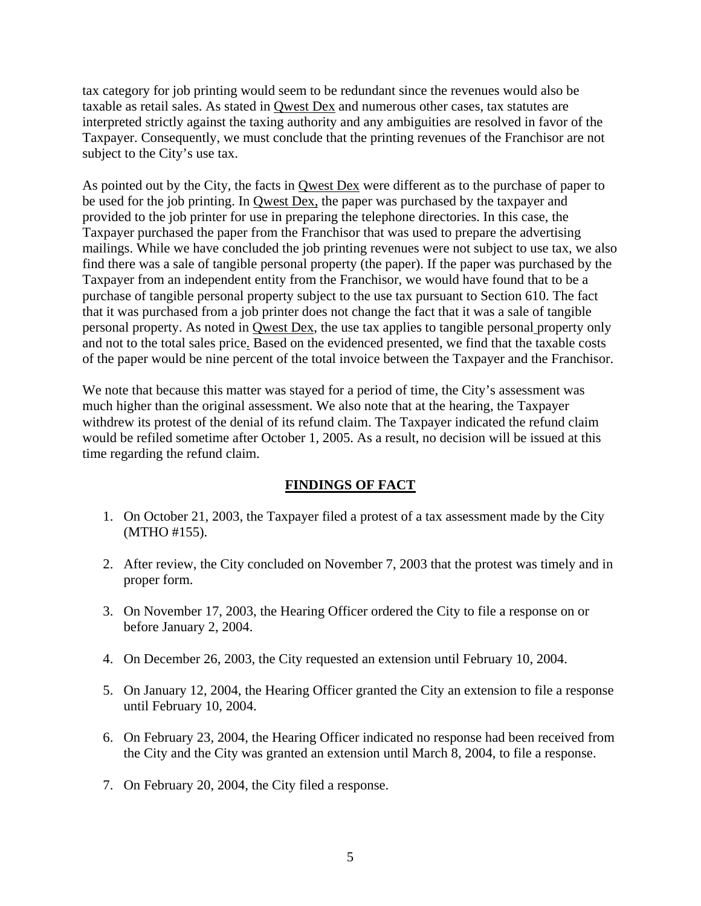tax category for job printing would seem to be redundant since the revenues would also be taxable as retail sales. As stated in Qwest Dex and numerous other cases, tax statutes are interpreted strictly against the taxing authority and any ambiguities are resolved in favor of the Taxpayer. Consequently, we must conclude that the printing revenues of the Franchisor are not subject to the City's use tax.

As pointed out by the City, the facts in Qwest Dex were different as to the purchase of paper to be used for the job printing. In Qwest Dex, the paper was purchased by the taxpayer and provided to the job printer for use in preparing the telephone directories. In this case, the Taxpayer purchased the paper from the Franchisor that was used to prepare the advertising mailings. While we have concluded the job printing revenues were not subject to use tax, we also find there was a sale of tangible personal property (the paper). If the paper was purchased by the Taxpayer from an independent entity from the Franchisor, we would have found that to be a purchase of tangible personal property subject to the use tax pursuant to Section 610. The fact that it was purchased from a job printer does not change the fact that it was a sale of tangible personal property. As noted in Qwest Dex, the use tax applies to tangible personal property only and not to the total sales price. Based on the evidenced presented, we find that the taxable costs of the paper would be nine percent of the total invoice between the Taxpayer and the Franchisor.

We note that because this matter was stayed for a period of time, the City's assessment was much higher than the original assessment. We also note that at the hearing, the Taxpayer withdrew its protest of the denial of its refund claim. The Taxpayer indicated the refund claim would be refiled sometime after October 1, 2005. As a result, no decision will be issued at this time regarding the refund claim.

## **FINDINGS OF FACT**

1. On October 21, 2003, the Taxpayer filed a protest of a tax assessment made by the City (MTHO #155).
2. After review, the City concluded on November 7, 2003 that the protest was timely and in proper form.
3. On November 17, 2003, the Hearing Officer ordered the City to file a response on or before January 2, 2004.
4. On December 26, 2003, the City requested an extension until February 10, 2004.
5. On January 12, 2004, the Hearing Officer granted the City an extension to file a response until February 10, 2004.
6. On February 23, 2004, the Hearing Officer indicated no response had been received from the City and the City was granted an extension until March 8, 2004, to file a response.
7. On February 20, 2004, the City filed a response.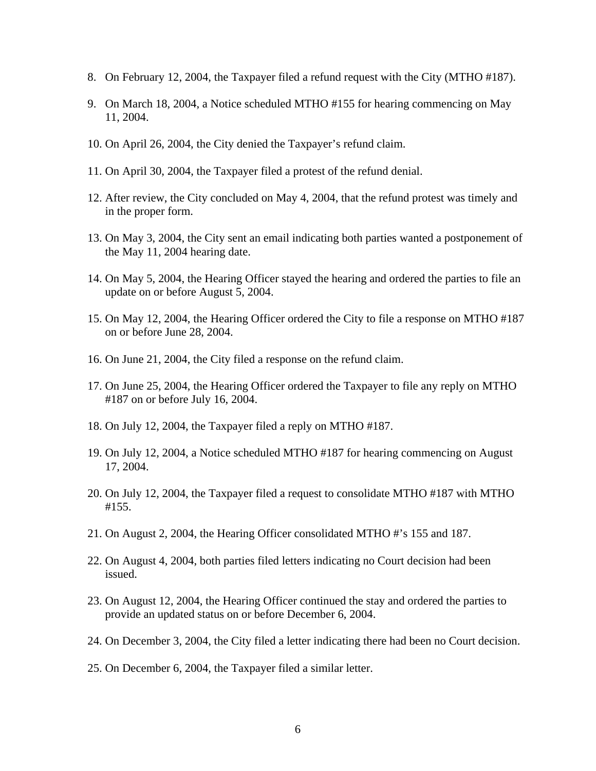8. On February 12, 2004, the Taxpayer filed a refund request with the City (MTHO #187).

9. On March 18, 2004, a Notice scheduled MTHO #155 for hearing commencing on May 11, 2004.

10. On April 26, 2004, the City denied the Taxpayer's refund claim.

11. On April 30, 2004, the Taxpayer filed a protest of the refund denial.

12. After review, the City concluded on May 4, 2004, that the refund protest was timely and in the proper form.

13. On May 3, 2004, the City sent an email indicating both parties wanted a postponement of the May 11, 2004 hearing date.

14. On May 5, 2004, the Hearing Officer stayed the hearing and ordered the parties to file an update on or before August 5, 2004.

15. On May 12, 2004, the Hearing Officer ordered the City to file a response on MTHO #187 on or before June 28, 2004.

16. On June 21, 2004, the City filed a response on the refund claim.

17. On June 25, 2004, the Hearing Officer ordered the Taxpayer to file any reply on MTHO #187 on or before July 16, 2004.

18. On July 12, 2004, the Taxpayer filed a reply on MTHO #187.

19. On July 12, 2004, a Notice scheduled MTHO #187 for hearing commencing on August 17, 2004.

20. On July 12, 2004, the Taxpayer filed a request to consolidate MTHO #187 with MTHO #155.

21. On August 2, 2004, the Hearing Officer consolidated MTHO #'s 155 and 187.

22. On August 4, 2004, both parties filed letters indicating no Court decision had been issued.

23. On August 12, 2004, the Hearing Officer continued the stay and ordered the parties to provide an updated status on or before December 6, 2004.

24. On December 3, 2004, the City filed a letter indicating there had been no Court decision.

25. On December 6, 2004, the Taxpayer filed a similar letter.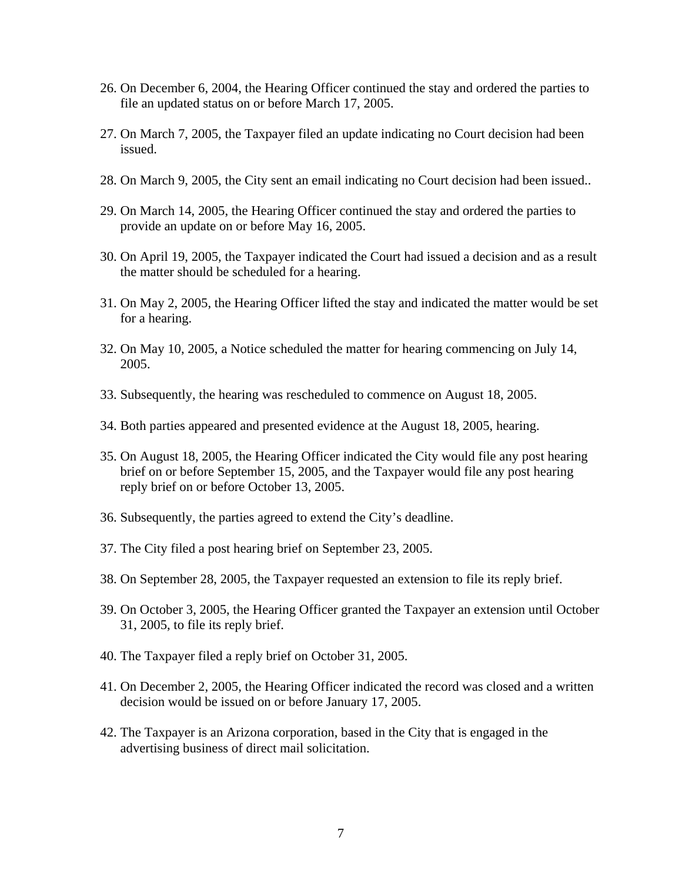26. On December 6, 2004, the Hearing Officer continued the stay and ordered the parties to file an updated status on or before March 17, 2005.

27. On March 7, 2005, the Taxpayer filed an update indicating no Court decision had been issued.

28. On March 9, 2005, the City sent an email indicating no Court decision had been issued..

29. On March 14, 2005, the Hearing Officer continued the stay and ordered the parties to provide an update on or before May 16, 2005.

30. On April 19, 2005, the Taxpayer indicated the Court had issued a decision and as a result the matter should be scheduled for a hearing.

31. On May 2, 2005, the Hearing Officer lifted the stay and indicated the matter would be set for a hearing.

32. On May 10, 2005, a Notice scheduled the matter for hearing commencing on July 14, 2005.

33. Subsequently, the hearing was rescheduled to commence on August 18, 2005.

34. Both parties appeared and presented evidence at the August 18, 2005, hearing.

35. On August 18, 2005, the Hearing Officer indicated the City would file any post hearing brief on or before September 15, 2005, and the Taxpayer would file any post hearing reply brief on or before October 13, 2005.

36. Subsequently, the parties agreed to extend the City's deadline.

37. The City filed a post hearing brief on September 23, 2005.

38. On September 28, 2005, the Taxpayer requested an extension to file its reply brief.

39. On October 3, 2005, the Hearing Officer granted the Taxpayer an extension until October 31, 2005, to file its reply brief.

40. The Taxpayer filed a reply brief on October 31, 2005.

41. On December 2, 2005, the Hearing Officer indicated the record was closed and a written decision would be issued on or before January 17, 2005.

42. The Taxpayer is an Arizona corporation, based in the City that is engaged in the advertising business of direct mail solicitation.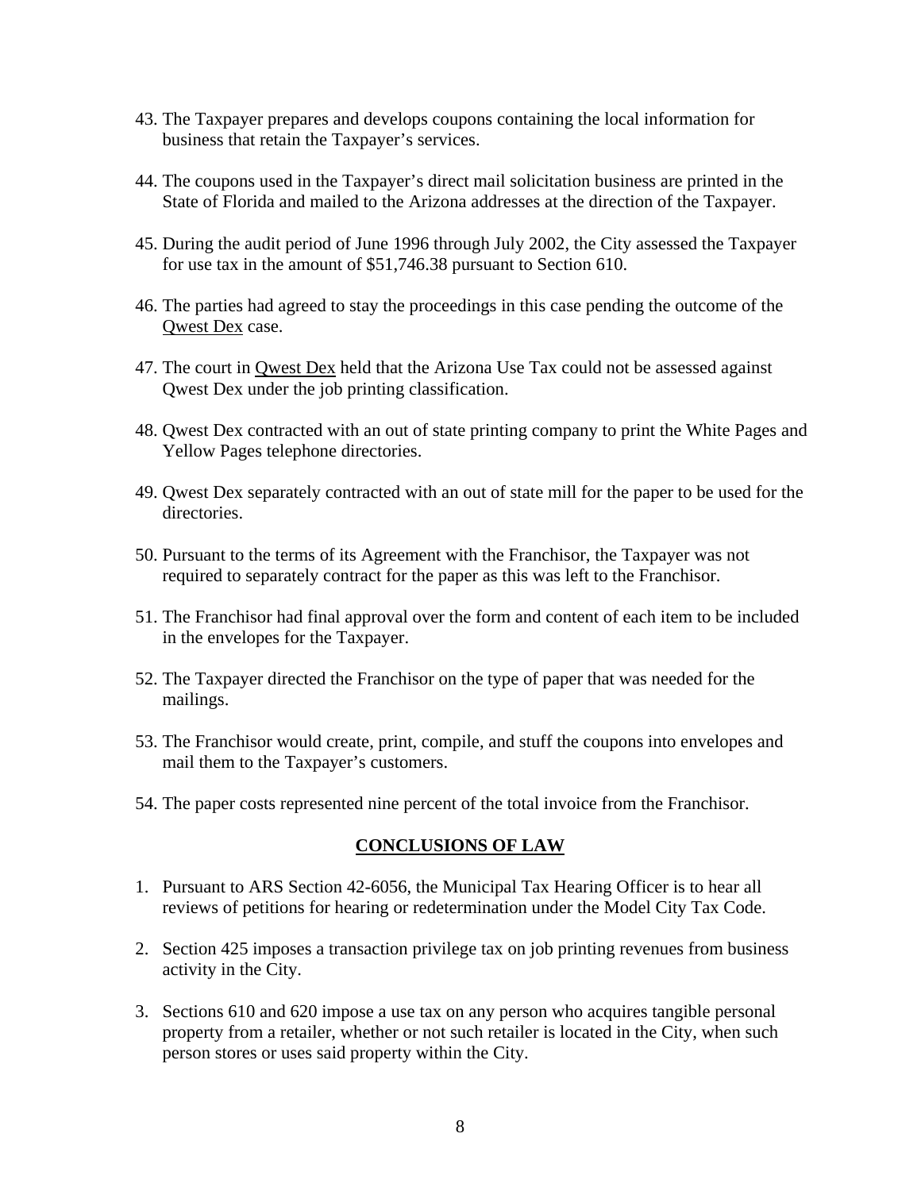43. The Taxpayer prepares and develops coupons containing the local information for business that retain the Taxpayer's services.

44. The coupons used in the Taxpayer's direct mail solicitation business are printed in the State of Florida and mailed to the Arizona addresses at the direction of the Taxpayer.

45. During the audit period of June 1996 through July 2002, the City assessed the Taxpayer for use tax in the amount of $51,746.38 pursuant to Section 610.

46. The parties had agreed to stay the proceedings in this case pending the outcome of the Qwest Dex case.

47. The court in Qwest Dex held that the Arizona Use Tax could not be assessed against Qwest Dex under the job printing classification.

48. Qwest Dex contracted with an out of state printing company to print the White Pages and Yellow Pages telephone directories.

49. Qwest Dex separately contracted with an out of state mill for the paper to be used for the directories.

50. Pursuant to the terms of its Agreement with the Franchisor, the Taxpayer was not required to separately contract for the paper as this was left to the Franchisor.

51. The Franchisor had final approval over the form and content of each item to be included in the envelopes for the Taxpayer.

52. The Taxpayer directed the Franchisor on the type of paper that was needed for the mailings.

53. The Franchisor would create, print, compile, and stuff the coupons into envelopes and mail them to the Taxpayer's customers.

54. The paper costs represented nine percent of the total invoice from the Franchisor.

## CONCLUSIONS OF LAW

1. Pursuant to ARS Section 42-6056, the Municipal Tax Hearing Officer is to hear all reviews of petitions for hearing or redetermination under the Model City Tax Code.

2. Section 425 imposes a transaction privilege tax on job printing revenues from business activity in the City.

3. Sections 610 and 620 impose a use tax on any person who acquires tangible personal property from a retailer, whether or not such retailer is located in the City, when such person stores or uses said property within the City.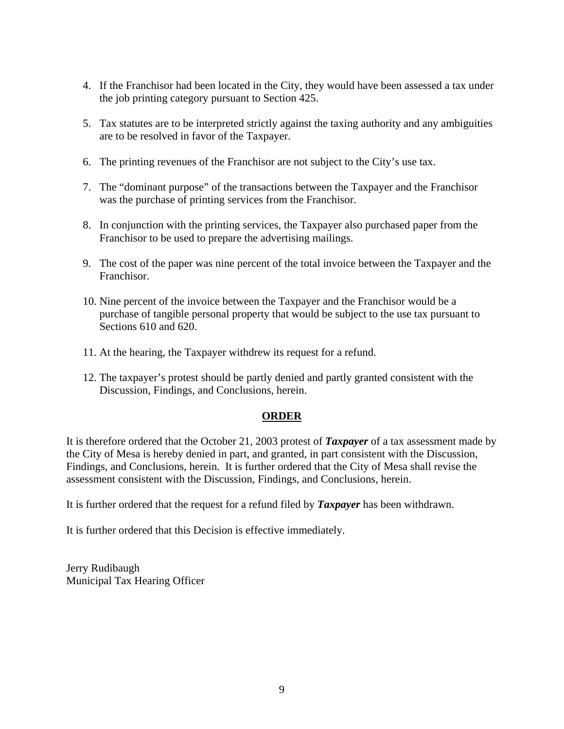4. If the Franchisor had been located in the City, they would have been assessed a tax under the job printing category pursuant to Section 425.

5. Tax statutes are to be interpreted strictly against the taxing authority and any ambiguities are to be resolved in favor of the Taxpayer.

6. The printing revenues of the Franchisor are not subject to the City's use tax.

7. The "dominant purpose" of the transactions between the Taxpayer and the Franchisor was the purchase of printing services from the Franchisor.

8. In conjunction with the printing services, the Taxpayer also purchased paper from the Franchisor to be used to prepare the advertising mailings.

9. The cost of the paper was nine percent of the total invoice between the Taxpayer and the Franchisor.

10. Nine percent of the invoice between the Taxpayer and the Franchisor would be a purchase of tangible personal property that would be subject to the use tax pursuant to Sections 610 and 620.

11. At the hearing, the Taxpayer withdrew its request for a refund.

12. The taxpayer's protest should be partly denied and partly granted consistent with the Discussion, Findings, and Conclusions, herein.

## ORDER

It is therefore ordered that the October 21, 2003 protest of ***Taxpayer*** of a tax assessment made by the City of Mesa is hereby denied in part, and granted, in part consistent with the Discussion, Findings, and Conclusions, herein. It is further ordered that the City of Mesa shall revise the assessment consistent with the Discussion, Findings, and Conclusions, herein.

It is further ordered that the request for a refund filed by ***Taxpayer*** has been withdrawn.

It is further ordered that this Decision is effective immediately.

Jerry Rudibaugh
Municipal Tax Hearing Officer